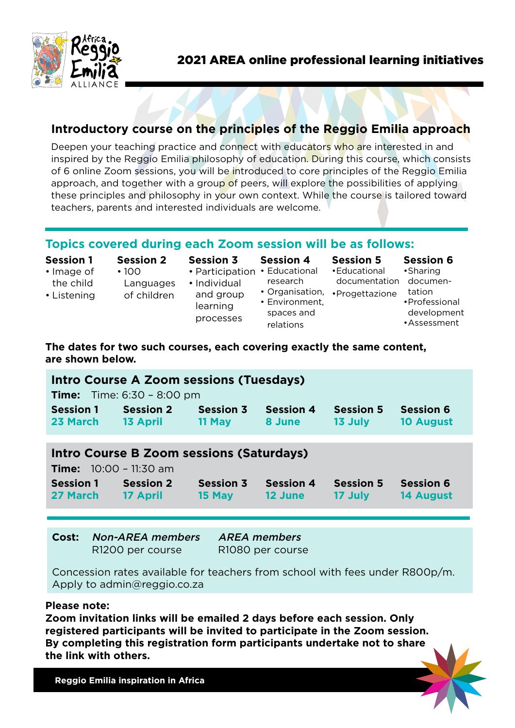# 2021 AREA online professional learning initiatives

## Introductory course on the principles of the Reggio Emilia approach

Deepen your teaching practice and connect with educators who are interested in and inspired by the Reggio Emilia philosophy of education. During this course, which consists of 6 online Zoom sessions, you will be introduced to core principles of the Reggio Emilia approach, and together with a group of peers, will explore the possibilities of applying these principles and philosophy in your own context. While the course is tailored toward teachers, parents and interested individuals are welcome.

## Topics covered during each Zoom session will be as follows:

| Session 1 | Session 2 | Session 3 | Session 4 | Session 5 | Session 6 |
|---|---|---|---|---|---|
| • Image of the child<br>• Listening | • 100 Languages of children | • Participation<br>• Individual and group learning processes | • Educational research<br>• Organisation,<br>• Environment, spaces and relations | • Educational documentation<br>• Progettazione | • Sharing documentation<br>• Professional development<br>• Assessment |

**The dates for two such courses, each covering exactly the same content, are shown below.**

### Intro Course A Zoom sessions (Tuesdays)

**Time:** Time: 6:30 – 8:00 pm

| Session 1 | Session 2 | Session 3 | Session 4 | Session 5 | Session 6 |
|---|---|---|---|---|---|
| 23 March | 13 April | 11 May | 8 June | 13 July | 10 August |

### Intro Course B Zoom sessions (Saturdays)

**Time:** 10:00 – 11:30 am

| Session 1 | Session 2 | Session 3 | Session 4 | Session 5 | Session 6 |
|---|---|---|---|---|---|
| 27 March | 17 April | 15 May | 12 June | 17 July | 14 August |

**Cost:** *Non-AREA members* R1200 per course — *AREA members* R1080 per course

Concession rates available for teachers from school with fees under R800p/m. Apply to admin@reggio.co.za

**Please note:**
**Zoom invitation links will be emailed 2 days before each session. Only registered participants will be invited to participate in the Zoom session. By completing this registration form participants undertake not to share the link with others.**

Reggio Emilia inspiration in Africa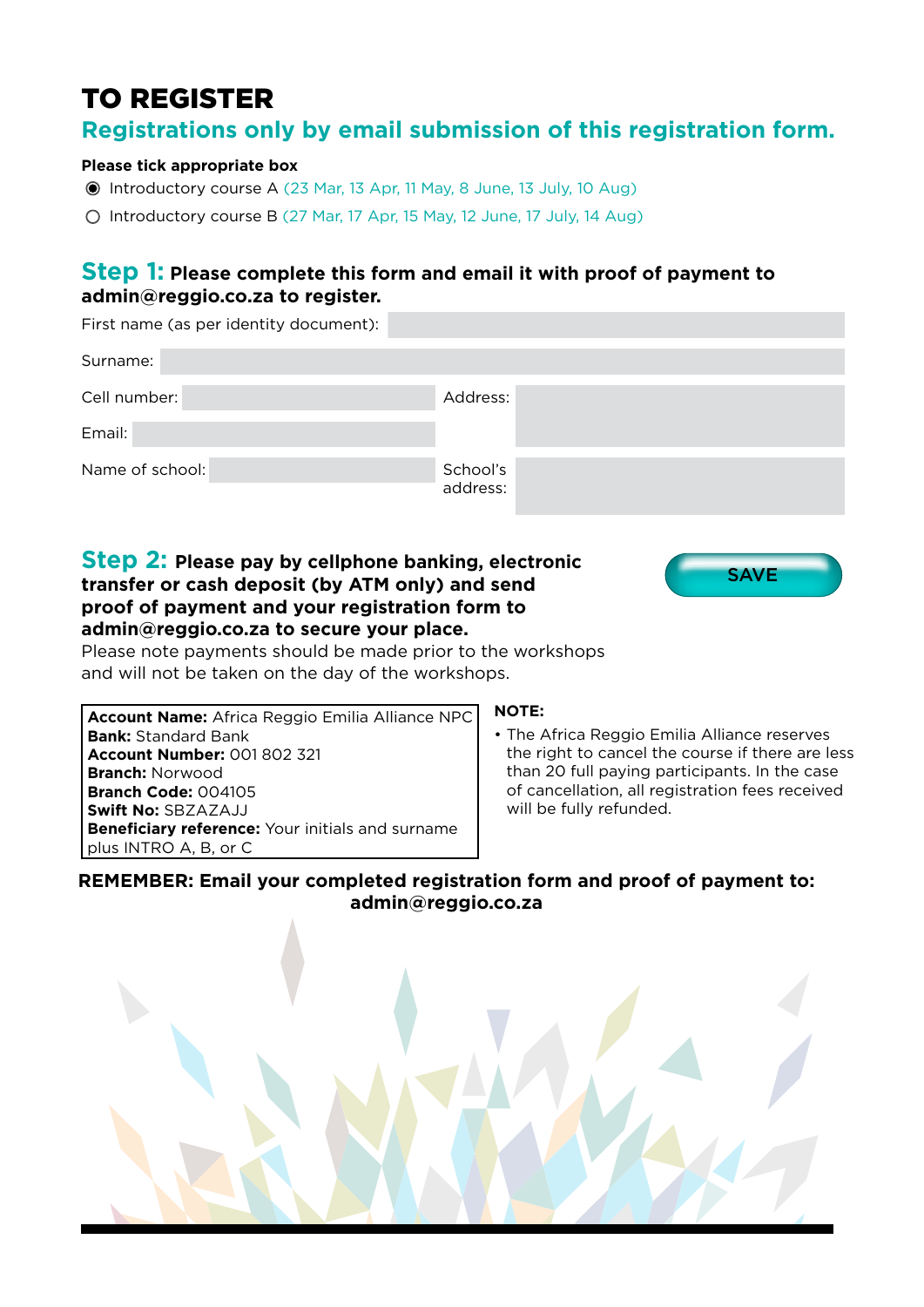# TO REGISTER

## Registrations only by email submission of this registration form.

**Please tick appropriate box**

- ◉ Introductory course A (23 Mar, 13 Apr, 11 May, 8 June, 13 July, 10 Aug)
- ○ Introductory course B (27 Mar, 17 Apr, 15 May, 12 June, 17 July, 14 Aug)

## Step 1: Please complete this form and email it with proof of payment to admin@reggio.co.za to register.

First name (as per identity document):

Surname:

Cell number:

Address:

Email:

Name of school:

School's address:

## Step 2: Please pay by cellphone banking, electronic transfer or cash deposit (by ATM only) and send proof of payment and your registration form to admin@reggio.co.za to secure your place.

SAVE

Please note payments should be made prior to the workshops and will not be taken on the day of the workshops.

**Account Name:** Africa Reggio Emilia Alliance NPC
**Bank:** Standard Bank
**Account Number:** 001 802 321
**Branch:** Norwood
**Branch Code:** 004105
**Swift No:** SBZAZAJJ
**Beneficiary reference:** Your initials and surname plus INTRO A, B, or C

**NOTE:**

- The Africa Reggio Emilia Alliance reserves the right to cancel the course if there are less than 20 full paying participants. In the case of cancellation, all registration fees received will be fully refunded.

**REMEMBER: Email your completed registration form and proof of payment to: admin@reggio.co.za**